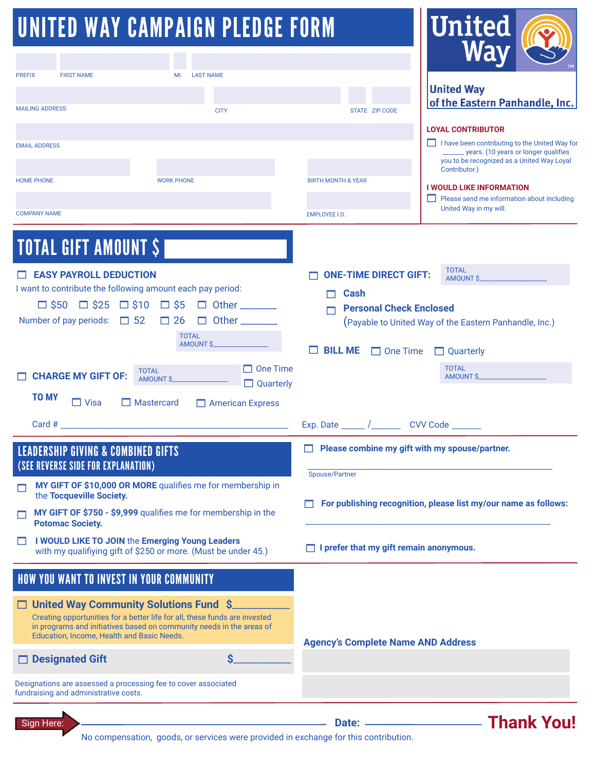# UNITED WAY CAMPAIGN PLEDGE FORM

**United Way**
**United Way of the Eastern Panhandle, Inc.**

PREFIX | FIRST NAME | MI | LAST NAME

MAILING ADDRESS | CITY | STATE | ZIP CODE

EMAIL ADDRESS

HOME PHONE | WORK PHONE | BIRTH MONTH & YEAR

COMPANY NAME | EMPLOYEE I.D.

**LOYAL CONTRIBUTOR**

☐ I have been contributing to the United Way for ______ years. (10 years or longer qualifies you to be recognized as a United Way Loyal Contributor.)

**I WOULD LIKE INFORMATION**

☐ Please send me information about including United Way in my will.

## TOTAL GIFT AMOUNT $

☐ **EASY PAYROLL DEDUCTION**

I want to contribute the following amount each pay period:

☐ $50 ☐ $25 ☐ $10 ☐ $5 ☐ Other ________

Number of pay periods: ☐ 52 ☐ 26 ☐ Other ________

TOTAL AMOUNT $______________

☐ **ONE-TIME DIRECT GIFT:** TOTAL AMOUNT $______________

☐ **Cash**

☐ **Personal Check Enclosed**

(Payable to United Way of the Eastern Panhandle, Inc.)

☐ **BILL ME** ☐ One Time ☐ Quarterly

TOTAL AMOUNT $______________

☐ **CHARGE MY GIFT OF:** TOTAL AMOUNT $______________ ☐ One Time ☐ Quarterly

**TO MY** ☐ Visa ☐ Mastercard ☐ American Express

Card # ________________________________ Exp. Date _____ /______ CVV Code _______

## LEADERSHIP GIVING & COMBINED GIFTS (SEE REVERSE SIDE FOR EXPLANATION)

☐ **MY GIFT OF $10,000 OR MORE** qualifies me for membership in the **Tocqueville Society.**

☐ **MY GIFT OF $750 - $9,999** qualifies me for membership in the **Potomac Society.**

☐ **I WOULD LIKE TO JOIN** the **Emerging Young Leaders** with my qualifiying gift of $250 or more. (Must be under 45.)

☐ **Please combine my gift with my spouse/partner.**

________________________________
Spouse/Partner

☐ **For publishing recognition, please list my/our name as follows:**

________________________________

☐ **I prefer that my gift remain anonymous.**

## HOW YOU WANT TO INVEST IN YOUR COMMUNITY

☐ **United Way Community Solutions Fund $___________**

Creating opportunities for a better life for all, these funds are invested in programs and initiatives based on community needs in the areas of Education, Income, Health and Basic Needs.

☐ **Designated Gift $___________**

Designations are assessed a processing fee to cover associated fundraising and administrative costs.

**Agency's Complete Name AND Address**

Sign Here: ________________________________ **Date:** ________________ **Thank You!**

No compensation, goods, or services were provided in exchange for this contribution.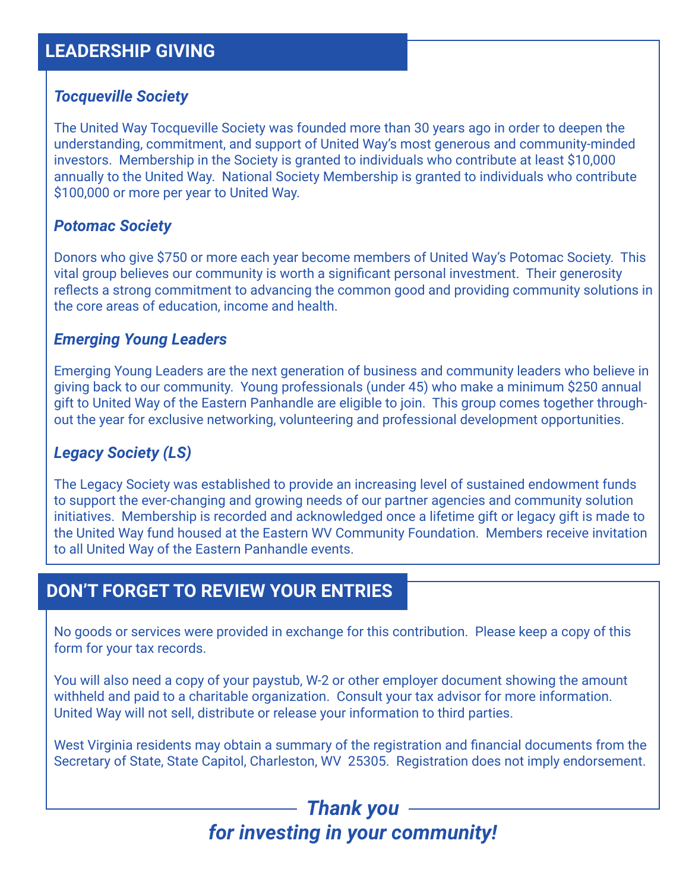## LEADERSHIP GIVING

### *Tocqueville Society*

The United Way Tocqueville Society was founded more than 30 years ago in order to deepen the understanding, commitment, and support of United Way's most generous and community-minded investors. Membership in the Society is granted to individuals who contribute at least $10,000 annually to the United Way. National Society Membership is granted to individuals who contribute $100,000 or more per year to United Way.

### *Potomac Society*

Donors who give $750 or more each year become members of United Way's Potomac Society. This vital group believes our community is worth a significant personal investment. Their generosity reflects a strong commitment to advancing the common good and providing community solutions in the core areas of education, income and health.

### *Emerging Young Leaders*

Emerging Young Leaders are the next generation of business and community leaders who believe in giving back to our community. Young professionals (under 45) who make a minimum $250 annual gift to United Way of the Eastern Panhandle are eligible to join. This group comes together throughout the year for exclusive networking, volunteering and professional development opportunities.

### *Legacy Society (LS)*

The Legacy Society was established to provide an increasing level of sustained endowment funds to support the ever-changing and growing needs of our partner agencies and community solution initiatives. Membership is recorded and acknowledged once a lifetime gift or legacy gift is made to the United Way fund housed at the Eastern WV Community Foundation. Members receive invitation to all United Way of the Eastern Panhandle events.

## DON'T FORGET TO REVIEW YOUR ENTRIES

No goods or services were provided in exchange for this contribution. Please keep a copy of this form for your tax records.

You will also need a copy of your paystub, W-2 or other employer document showing the amount withheld and paid to a charitable organization. Consult your tax advisor for more information. United Way will not sell, distribute or release your information to third parties.

West Virginia residents may obtain a summary of the registration and financial documents from the Secretary of State, State Capitol, Charleston, WV 25305. Registration does not imply endorsement.

***Thank you***
***for investing in your community!***